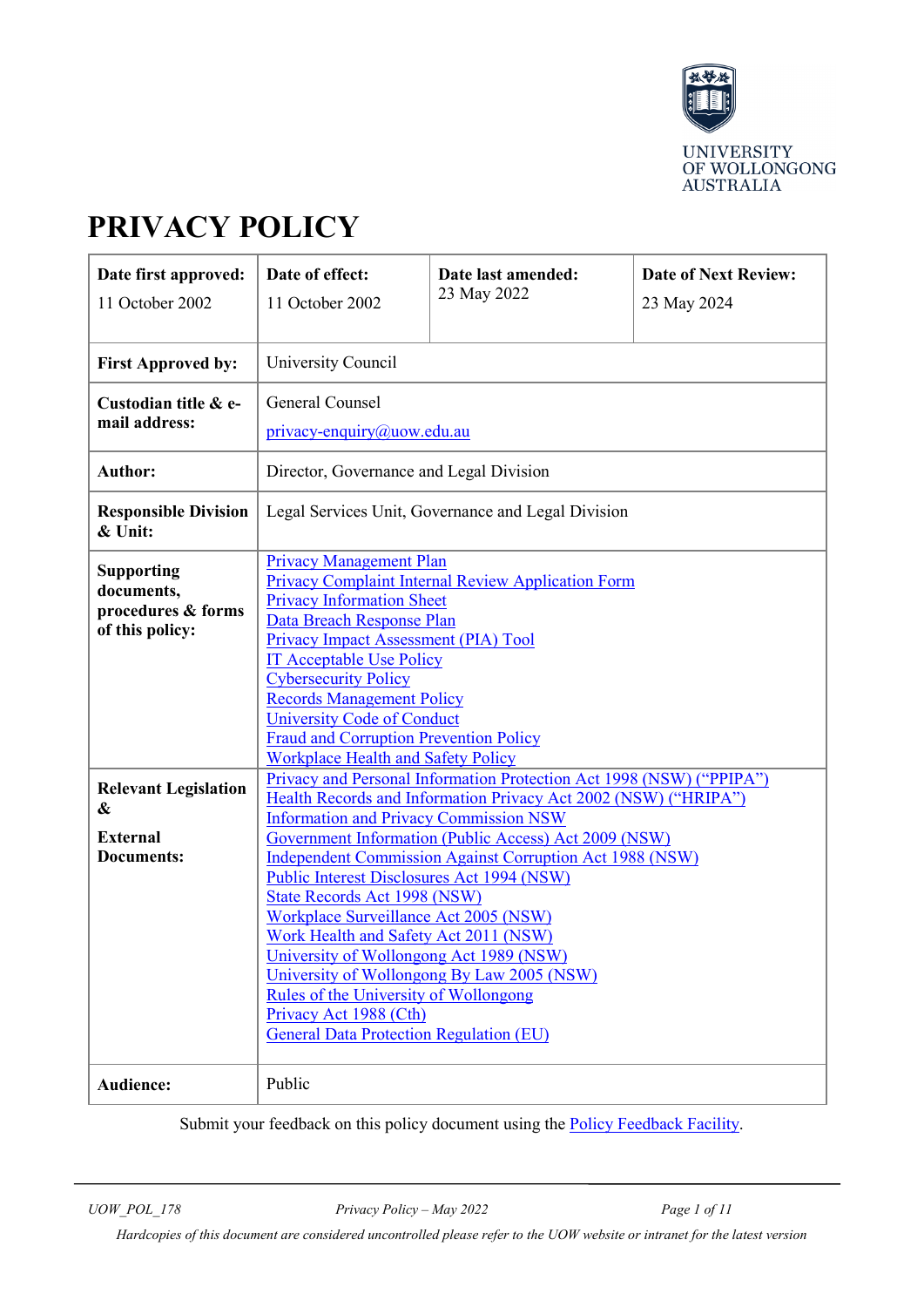UNIVERSITY OF WOLLONGONG AUSTRALIA

# PRIVACY POLICY

| Date first approved: 11 October 2002 | Date of effect: 11 October 2002 | Date last amended: 23 May 2022 | Date of Next Review: 23 May 2024 |
|---|---|---|---|
| **First Approved by:** | University Council | | |
| **Custodian title & e-mail address:** | General Counsel<br>privacy-enquiry@uow.edu.au | | |
| **Author:** | Director, Governance and Legal Division | | |
| **Responsible Division & Unit:** | Legal Services Unit, Governance and Legal Division | | |
| **Supporting documents, procedures & forms of this policy:** | Privacy Management Plan<br>Privacy Complaint Internal Review Application Form<br>Privacy Information Sheet<br>Data Breach Response Plan<br>Privacy Impact Assessment (PIA) Tool<br>IT Acceptable Use Policy<br>Cybersecurity Policy<br>Records Management Policy<br>University Code of Conduct<br>Fraud and Corruption Prevention Policy<br>Workplace Health and Safety Policy | | |
| **Relevant Legislation & External Documents:** | Privacy and Personal Information Protection Act 1998 (NSW) ("PPIPA")<br>Health Records and Information Privacy Act 2002 (NSW) ("HRIPA")<br>Information and Privacy Commission NSW<br>Government Information (Public Access) Act 2009 (NSW)<br>Independent Commission Against Corruption Act 1988 (NSW)<br>Public Interest Disclosures Act 1994 (NSW)<br>State Records Act 1998 (NSW)<br>Workplace Surveillance Act 2005 (NSW)<br>Work Health and Safety Act 2011 (NSW)<br>University of Wollongong Act 1989 (NSW)<br>University of Wollongong By Law 2005 (NSW)<br>Rules of the University of Wollongong<br>Privacy Act 1988 (Cth)<br>General Data Protection Regulation (EU) | | |
| **Audience:** | Public | | |

Submit your feedback on this policy document using the Policy Feedback Facility.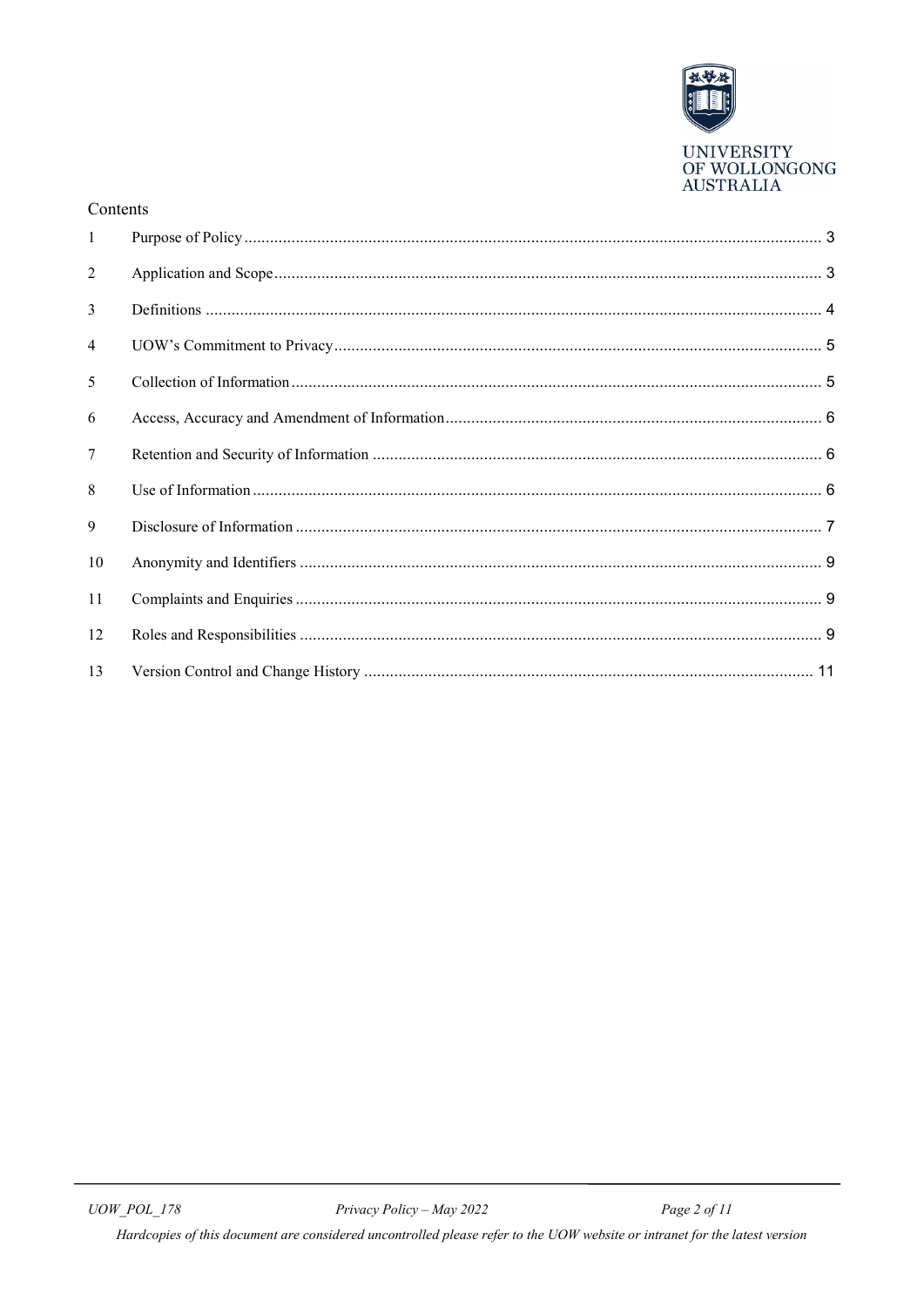Contents

| | | |
|---|---|---|
| 1 | Purpose of Policy | 3 |
| 2 | Application and Scope | 3 |
| 3 | Definitions | 4 |
| 4 | UOW's Commitment to Privacy | 5 |
| 5 | Collection of Information | 5 |
| 6 | Access, Accuracy and Amendment of Information | 6 |
| 7 | Retention and Security of Information | 6 |
| 8 | Use of Information | 6 |
| 9 | Disclosure of Information | 7 |
| 10 | Anonymity and Identifiers | 9 |
| 11 | Complaints and Enquiries | 9 |
| 12 | Roles and Responsibilities | 9 |
| 13 | Version Control and Change History | 11 |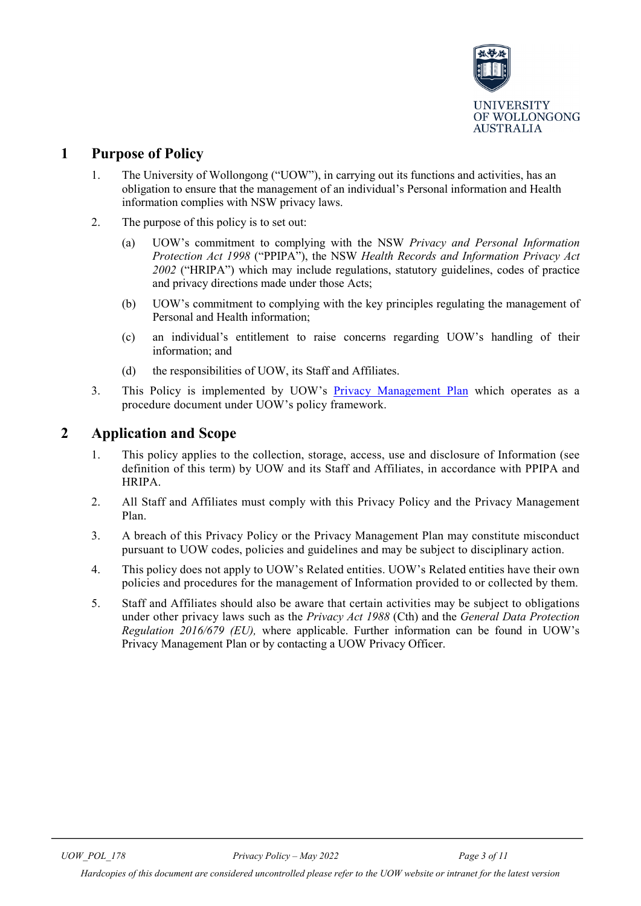## 1 Purpose of Policy

1. The University of Wollongong ("UOW"), in carrying out its functions and activities, has an obligation to ensure that the management of an individual's Personal information and Health information complies with NSW privacy laws.

2. The purpose of this policy is to set out:

   (a) UOW's commitment to complying with the NSW *Privacy and Personal Information Protection Act 1998* ("PPIPA"), the NSW *Health Records and Information Privacy Act 2002* ("HRIPA") which may include regulations, statutory guidelines, codes of practice and privacy directions made under those Acts;

   (b) UOW's commitment to complying with the key principles regulating the management of Personal and Health information;

   (c) an individual's entitlement to raise concerns regarding UOW's handling of their information; and

   (d) the responsibilities of UOW, its Staff and Affiliates.

3. This Policy is implemented by UOW's Privacy Management Plan which operates as a procedure document under UOW's policy framework.

## 2 Application and Scope

1. This policy applies to the collection, storage, access, use and disclosure of Information (see definition of this term) by UOW and its Staff and Affiliates, in accordance with PPIPA and HRIPA.

2. All Staff and Affiliates must comply with this Privacy Policy and the Privacy Management Plan.

3. A breach of this Privacy Policy or the Privacy Management Plan may constitute misconduct pursuant to UOW codes, policies and guidelines and may be subject to disciplinary action.

4. This policy does not apply to UOW's Related entities. UOW's Related entities have their own policies and procedures for the management of Information provided to or collected by them.

5. Staff and Affiliates should also be aware that certain activities may be subject to obligations under other privacy laws such as the *Privacy Act 1988* (Cth) and the *General Data Protection Regulation 2016/679 (EU),* where applicable. Further information can be found in UOW's Privacy Management Plan or by contacting a UOW Privacy Officer.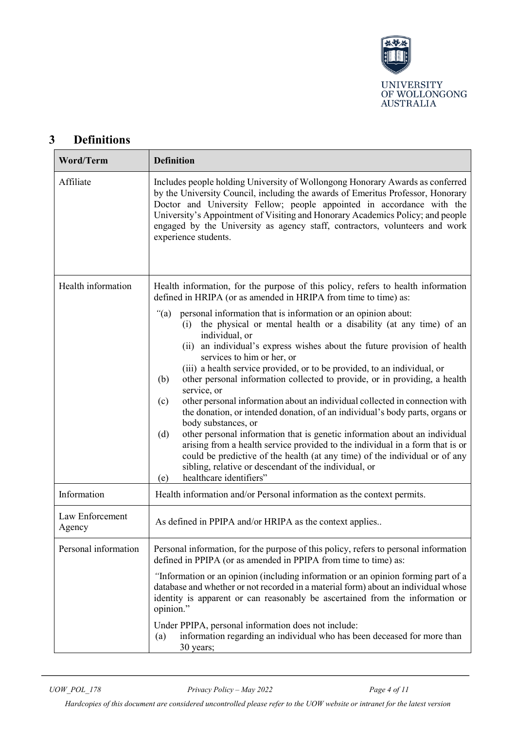## 3 Definitions

| Word/Term | Definition |
| --- | --- |
| Affiliate | Includes people holding University of Wollongong Honorary Awards as conferred by the University Council, including the awards of Emeritus Professor, Honorary Doctor and University Fellow; people appointed in accordance with the University's Appointment of Visiting and Honorary Academics Policy; and people engaged by the University as agency staff, contractors, volunteers and work experience students. |
| Health information | Health information, for the purpose of this policy, refers to health information defined in HRIPA (or as amended in HRIPA from time to time) as:<br><br>"(a) personal information that is information or an opinion about:<br>(i) the physical or mental health or a disability (at any time) of an individual, or<br>(ii) an individual's express wishes about the future provision of health services to him or her, or<br>(iii) a health service provided, or to be provided, to an individual, or<br>(b) other personal information collected to provide, or in providing, a health service, or<br>(c) other personal information about an individual collected in connection with the donation, or intended donation, of an individual's body parts, organs or body substances, or<br>(d) other personal information that is genetic information about an individual arising from a health service provided to the individual in a form that is or could be predictive of the health (at any time) of the individual or of any sibling, relative or descendant of the individual, or<br>(e) healthcare identifiers" |
| Information | Health information and/or Personal information as the context permits. |
| Law Enforcement Agency | As defined in PPIPA and/or HRIPA as the context applies.. |
| Personal information | Personal information, for the purpose of this policy, refers to personal information defined in PPIPA (or as amended in PPIPA from time to time) as:<br><br>"Information or an opinion (including information or an opinion forming part of a database and whether or not recorded in a material form) about an individual whose identity is apparent or can reasonably be ascertained from the information or opinion."<br><br>Under PPIPA, personal information does not include:<br>(a) information regarding an individual who has been deceased for more than 30 years; |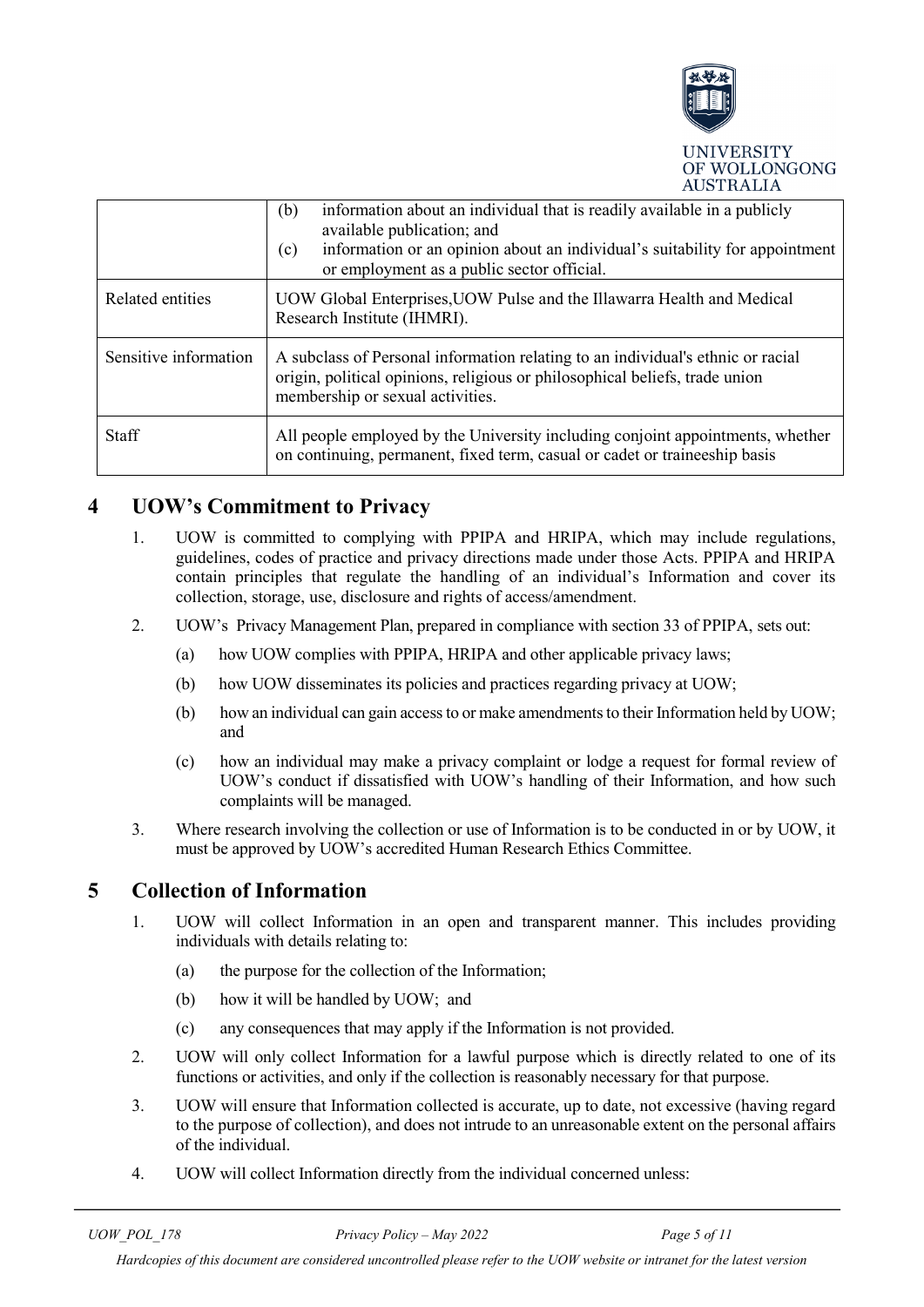|  | (b) information about an individual that is readily available in a publicly available publication; and<br>(c) information or an opinion about an individual's suitability for appointment or employment as a public sector official. |
| --- | --- |
| Related entities | UOW Global Enterprises,UOW Pulse and the Illawarra Health and Medical Research Institute (IHMRI). |
| Sensitive information | A subclass of Personal information relating to an individual's ethnic or racial origin, political opinions, religious or philosophical beliefs, trade union membership or sexual activities. |
| Staff | All people employed by the University including conjoint appointments, whether on continuing, permanent, fixed term, casual or cadet or traineeship basis |

# 4 UOW's Commitment to Privacy

1. UOW is committed to complying with PPIPA and HRIPA, which may include regulations, guidelines, codes of practice and privacy directions made under those Acts. PPIPA and HRIPA contain principles that regulate the handling of an individual's Information and cover its collection, storage, use, disclosure and rights of access/amendment.
2. UOW's Privacy Management Plan, prepared in compliance with section 33 of PPIPA, sets out:
   (a) how UOW complies with PPIPA, HRIPA and other applicable privacy laws;
   (b) how UOW disseminates its policies and practices regarding privacy at UOW;
   (b) how an individual can gain access to or make amendments to their Information held by UOW; and
   (c) how an individual may make a privacy complaint or lodge a request for formal review of UOW's conduct if dissatisfied with UOW's handling of their Information, and how such complaints will be managed.
3. Where research involving the collection or use of Information is to be conducted in or by UOW, it must be approved by UOW's accredited Human Research Ethics Committee.

# 5 Collection of Information

1. UOW will collect Information in an open and transparent manner. This includes providing individuals with details relating to:
   (a) the purpose for the collection of the Information;
   (b) how it will be handled by UOW; and
   (c) any consequences that may apply if the Information is not provided.
2. UOW will only collect Information for a lawful purpose which is directly related to one of its functions or activities, and only if the collection is reasonably necessary for that purpose.
3. UOW will ensure that Information collected is accurate, up to date, not excessive (having regard to the purpose of collection), and does not intrude to an unreasonable extent on the personal affairs of the individual.
4. UOW will collect Information directly from the individual concerned unless: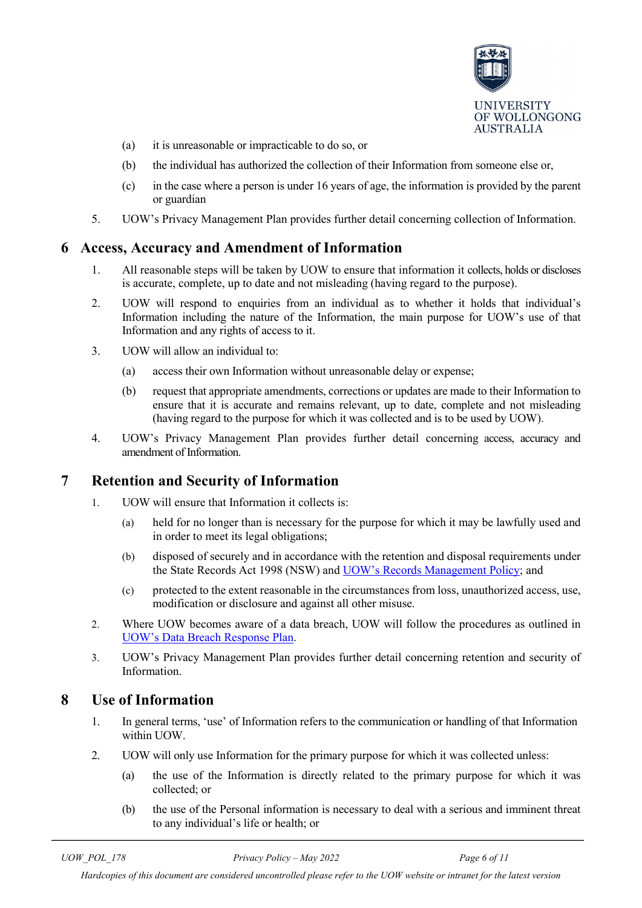(a) it is unreasonable or impracticable to do so, or

   (b) the individual has authorized the collection of their Information from someone else or,

   (c) in the case where a person is under 16 years of age, the information is provided by the parent or guardian

5. UOW's Privacy Management Plan provides further detail concerning collection of Information.

## 6 Access, Accuracy and Amendment of Information

1. All reasonable steps will be taken by UOW to ensure that information it collects, holds or discloses is accurate, complete, up to date and not misleading (having regard to the purpose).
2. UOW will respond to enquiries from an individual as to whether it holds that individual's Information including the nature of the Information, the main purpose for UOW's use of that Information and any rights of access to it.
3. UOW will allow an individual to:

   (a) access their own Information without unreasonable delay or expense;

   (b) request that appropriate amendments, corrections or updates are made to their Information to ensure that it is accurate and remains relevant, up to date, complete and not misleading (having regard to the purpose for which it was collected and is to be used by UOW).

4. UOW's Privacy Management Plan provides further detail concerning access, accuracy and amendment of Information.

## 7 Retention and Security of Information

1. UOW will ensure that Information it collects is:

   (a) held for no longer than is necessary for the purpose for which it may be lawfully used and in order to meet its legal obligations;

   (b) disposed of securely and in accordance with the retention and disposal requirements under the State Records Act 1998 (NSW) and UOW's Records Management Policy; and

   (c) protected to the extent reasonable in the circumstances from loss, unauthorized access, use, modification or disclosure and against all other misuse.

2. Where UOW becomes aware of a data breach, UOW will follow the procedures as outlined in UOW's Data Breach Response Plan.
3. UOW's Privacy Management Plan provides further detail concerning retention and security of Information.

## 8 Use of Information

1. In general terms, 'use' of Information refers to the communication or handling of that Information within UOW.
2. UOW will only use Information for the primary purpose for which it was collected unless:

   (a) the use of the Information is directly related to the primary purpose for which it was collected; or

   (b) the use of the Personal information is necessary to deal with a serious and imminent threat to any individual's life or health; or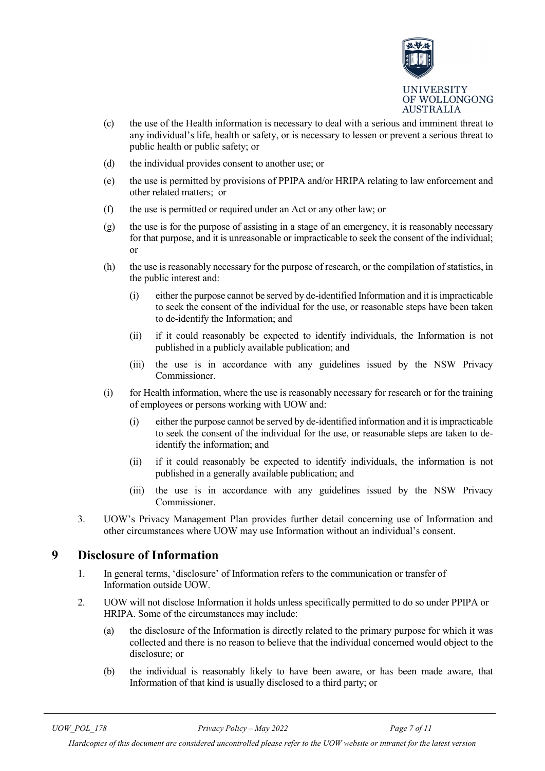(c) the use of the Health information is necessary to deal with a serious and imminent threat to any individual's life, health or safety, or is necessary to lessen or prevent a serious threat to public health or public safety; or

(d) the individual provides consent to another use; or

(e) the use is permitted by provisions of PPIPA and/or HRIPA relating to law enforcement and other related matters; or

(f) the use is permitted or required under an Act or any other law; or

(g) the use is for the purpose of assisting in a stage of an emergency, it is reasonably necessary for that purpose, and it is unreasonable or impracticable to seek the consent of the individual; or

(h) the use is reasonably necessary for the purpose of research, or the compilation of statistics, in the public interest and:

  (i) either the purpose cannot be served by de-identified Information and it is impracticable to seek the consent of the individual for the use, or reasonable steps have been taken to de-identify the Information; and

  (ii) if it could reasonably be expected to identify individuals, the Information is not published in a publicly available publication; and

  (iii) the use is in accordance with any guidelines issued by the NSW Privacy Commissioner.

(i) for Health information, where the use is reasonably necessary for research or for the training of employees or persons working with UOW and:

  (i) either the purpose cannot be served by de-identified information and it is impracticable to seek the consent of the individual for the use, or reasonable steps are taken to de-identify the information; and

  (ii) if it could reasonably be expected to identify individuals, the information is not published in a generally available publication; and

  (iii) the use is in accordance with any guidelines issued by the NSW Privacy Commissioner.

3. UOW's Privacy Management Plan provides further detail concerning use of Information and other circumstances where UOW may use Information without an individual's consent.

# 9 Disclosure of Information

1. In general terms, 'disclosure' of Information refers to the communication or transfer of Information outside UOW.

2. UOW will not disclose Information it holds unless specifically permitted to do so under PPIPA or HRIPA. Some of the circumstances may include:

   (a) the disclosure of the Information is directly related to the primary purpose for which it was collected and there is no reason to believe that the individual concerned would object to the disclosure; or

   (b) the individual is reasonably likely to have been aware, or has been made aware, that Information of that kind is usually disclosed to a third party; or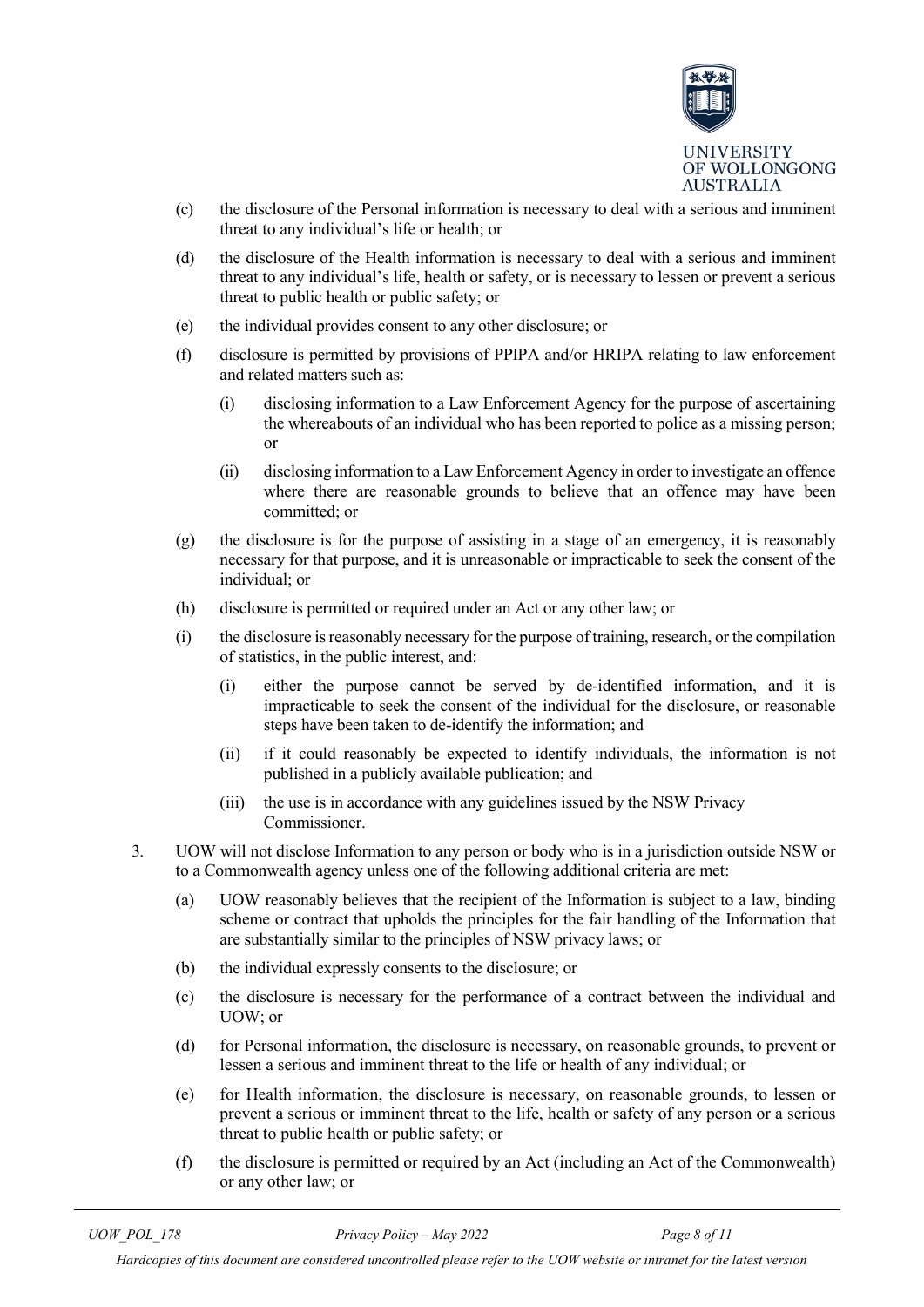(c) the disclosure of the Personal information is necessary to deal with a serious and imminent threat to any individual's life or health; or

(d) the disclosure of the Health information is necessary to deal with a serious and imminent threat to any individual's life, health or safety, or is necessary to lessen or prevent a serious threat to public health or public safety; or

(e) the individual provides consent to any other disclosure; or

(f) disclosure is permitted by provisions of PPIPA and/or HRIPA relating to law enforcement and related matters such as:

   (i) disclosing information to a Law Enforcement Agency for the purpose of ascertaining the whereabouts of an individual who has been reported to police as a missing person; or

   (ii) disclosing information to a Law Enforcement Agency in order to investigate an offence where there are reasonable grounds to believe that an offence may have been committed; or

(g) the disclosure is for the purpose of assisting in a stage of an emergency, it is reasonably necessary for that purpose, and it is unreasonable or impracticable to seek the consent of the individual; or

(h) disclosure is permitted or required under an Act or any other law; or

(i) the disclosure is reasonably necessary for the purpose of training, research, or the compilation of statistics, in the public interest, and:

   (i) either the purpose cannot be served by de-identified information, and it is impracticable to seek the consent of the individual for the disclosure, or reasonable steps have been taken to de-identify the information; and

   (ii) if it could reasonably be expected to identify individuals, the information is not published in a publicly available publication; and

   (iii) the use is in accordance with any guidelines issued by the NSW Privacy Commissioner.

3. UOW will not disclose Information to any person or body who is in a jurisdiction outside NSW or to a Commonwealth agency unless one of the following additional criteria are met:

   (a) UOW reasonably believes that the recipient of the Information is subject to a law, binding scheme or contract that upholds the principles for the fair handling of the Information that are substantially similar to the principles of NSW privacy laws; or

   (b) the individual expressly consents to the disclosure; or

   (c) the disclosure is necessary for the performance of a contract between the individual and UOW; or

   (d) for Personal information, the disclosure is necessary, on reasonable grounds, to prevent or lessen a serious and imminent threat to the life or health of any individual; or

   (e) for Health information, the disclosure is necessary, on reasonable grounds, to lessen or prevent a serious or imminent threat to the life, health or safety of any person or a serious threat to public health or public safety; or

   (f) the disclosure is permitted or required by an Act (including an Act of the Commonwealth) or any other law; or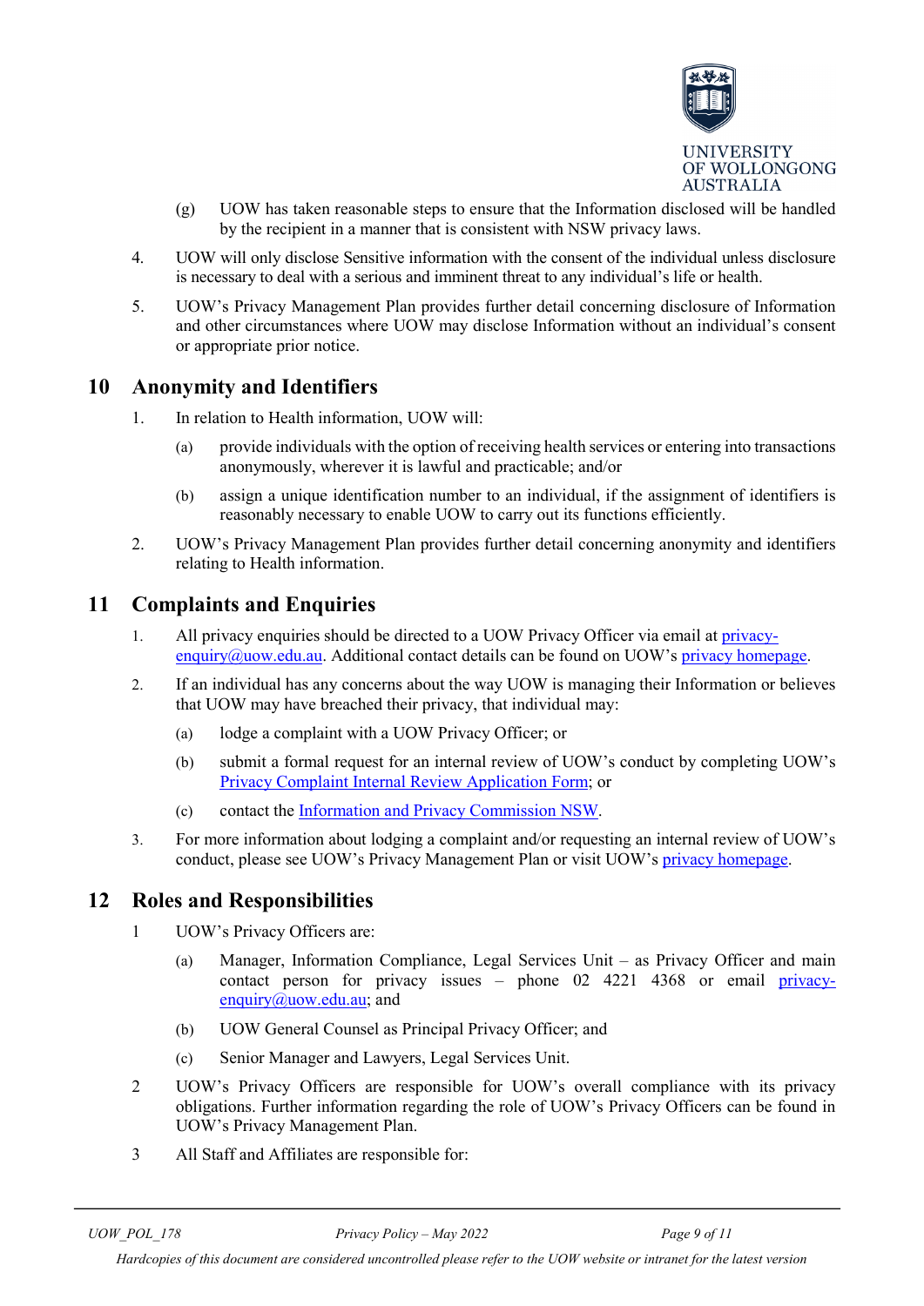(g) UOW has taken reasonable steps to ensure that the Information disclosed will be handled by the recipient in a manner that is consistent with NSW privacy laws.

4. UOW will only disclose Sensitive information with the consent of the individual unless disclosure is necessary to deal with a serious and imminent threat to any individual's life or health.

5. UOW's Privacy Management Plan provides further detail concerning disclosure of Information and other circumstances where UOW may disclose Information without an individual's consent or appropriate prior notice.

## 10 Anonymity and Identifiers

1. In relation to Health information, UOW will:

   (a) provide individuals with the option of receiving health services or entering into transactions anonymously, wherever it is lawful and practicable; and/or

   (b) assign a unique identification number to an individual, if the assignment of identifiers is reasonably necessary to enable UOW to carry out its functions efficiently.

2. UOW's Privacy Management Plan provides further detail concerning anonymity and identifiers relating to Health information.

## 11 Complaints and Enquiries

1. All privacy enquiries should be directed to a UOW Privacy Officer via email at privacy-enquiry@uow.edu.au. Additional contact details can be found on UOW's privacy homepage.

2. If an individual has any concerns about the way UOW is managing their Information or believes that UOW may have breached their privacy, that individual may:

   (a) lodge a complaint with a UOW Privacy Officer; or

   (b) submit a formal request for an internal review of UOW's conduct by completing UOW's Privacy Complaint Internal Review Application Form; or

   (c) contact the Information and Privacy Commission NSW.

3. For more information about lodging a complaint and/or requesting an internal review of UOW's conduct, please see UOW's Privacy Management Plan or visit UOW's privacy homepage.

## 12 Roles and Responsibilities

1 UOW's Privacy Officers are:

   (a) Manager, Information Compliance, Legal Services Unit – as Privacy Officer and main contact person for privacy issues – phone 02 4221 4368 or email privacy-enquiry@uow.edu.au; and

   (b) UOW General Counsel as Principal Privacy Officer; and

   (c) Senior Manager and Lawyers, Legal Services Unit.

2 UOW's Privacy Officers are responsible for UOW's overall compliance with its privacy obligations. Further information regarding the role of UOW's Privacy Officers can be found in UOW's Privacy Management Plan.

3 All Staff and Affiliates are responsible for: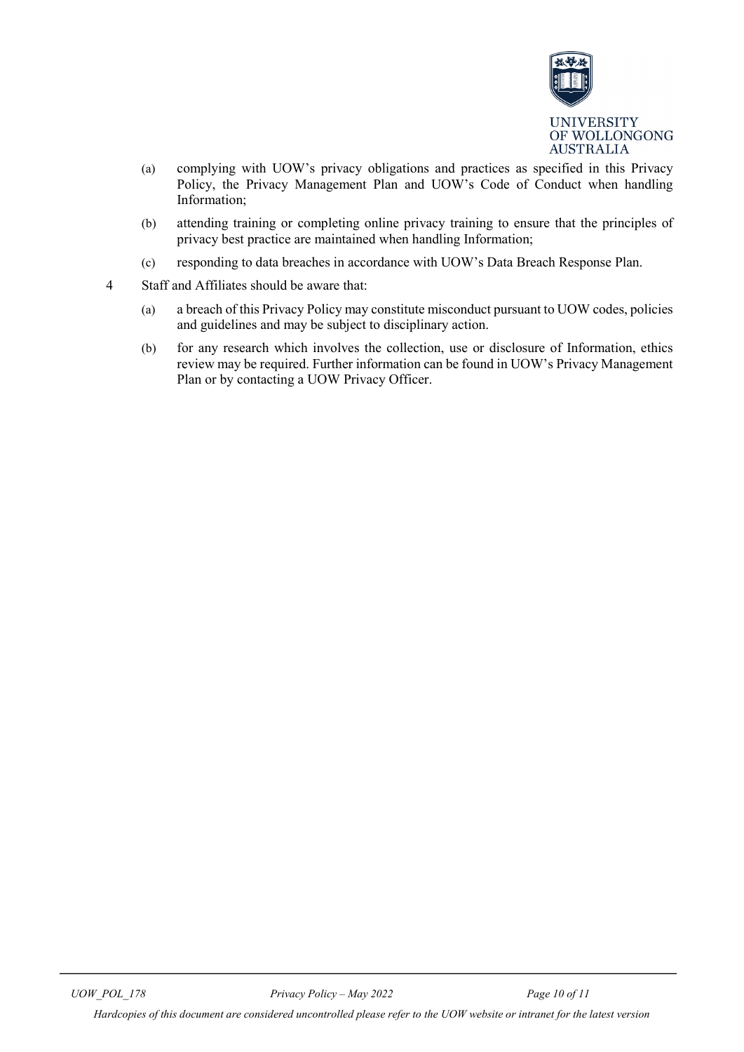(a) complying with UOW's privacy obligations and practices as specified in this Privacy Policy, the Privacy Management Plan and UOW's Code of Conduct when handling Information;

(b) attending training or completing online privacy training to ensure that the principles of privacy best practice are maintained when handling Information;

(c) responding to data breaches in accordance with UOW's Data Breach Response Plan.

4 Staff and Affiliates should be aware that:

(a) a breach of this Privacy Policy may constitute misconduct pursuant to UOW codes, policies and guidelines and may be subject to disciplinary action.

(b) for any research which involves the collection, use or disclosure of Information, ethics review may be required. Further information can be found in UOW's Privacy Management Plan or by contacting a UOW Privacy Officer.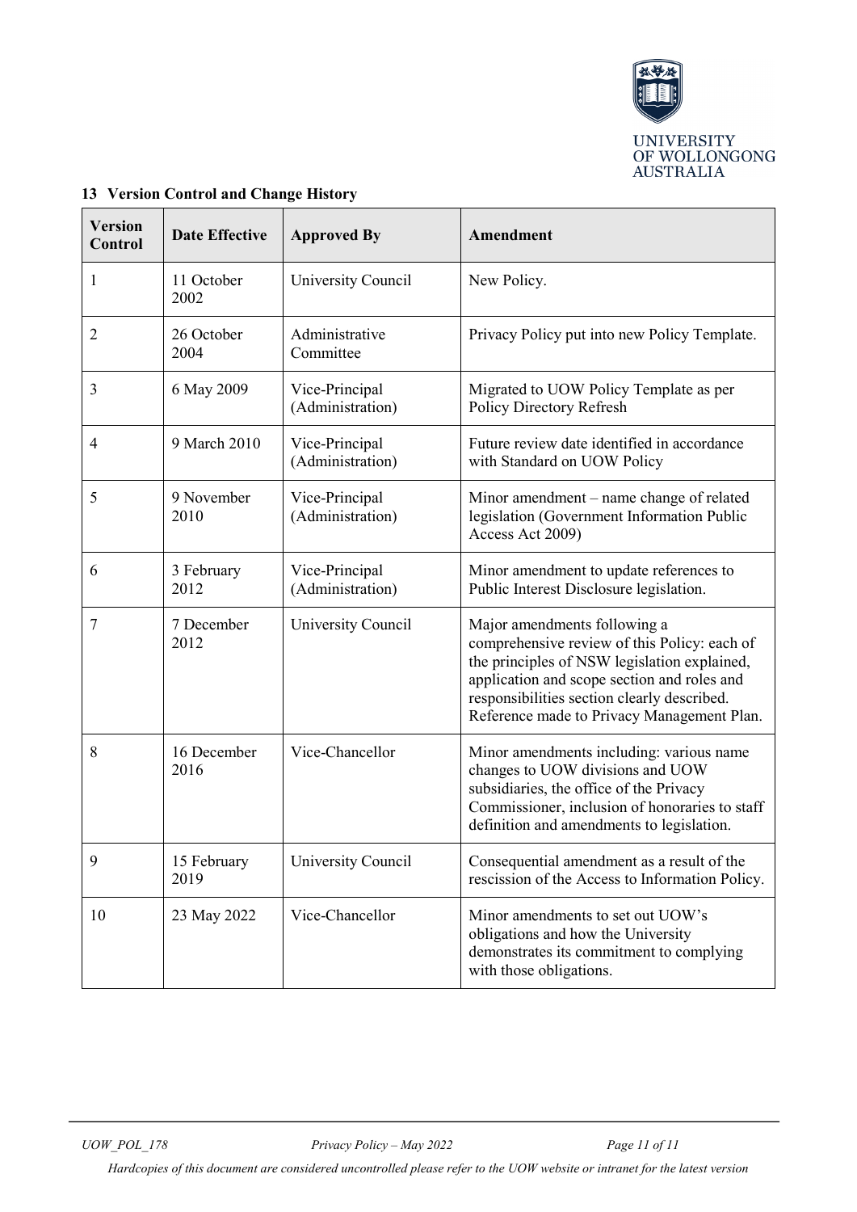## 13 Version Control and Change History

| Version Control | Date Effective | Approved By | Amendment |
|---|---|---|---|
| 1 | 11 October 2002 | University Council | New Policy. |
| 2 | 26 October 2004 | Administrative Committee | Privacy Policy put into new Policy Template. |
| 3 | 6 May 2009 | Vice-Principal (Administration) | Migrated to UOW Policy Template as per Policy Directory Refresh |
| 4 | 9 March 2010 | Vice-Principal (Administration) | Future review date identified in accordance with Standard on UOW Policy |
| 5 | 9 November 2010 | Vice-Principal (Administration) | Minor amendment – name change of related legislation (Government Information Public Access Act 2009) |
| 6 | 3 February 2012 | Vice-Principal (Administration) | Minor amendment to update references to Public Interest Disclosure legislation. |
| 7 | 7 December 2012 | University Council | Major amendments following a comprehensive review of this Policy: each of the principles of NSW legislation explained, application and scope section and roles and responsibilities section clearly described. Reference made to Privacy Management Plan. |
| 8 | 16 December 2016 | Vice-Chancellor | Minor amendments including: various name changes to UOW divisions and UOW subsidiaries, the office of the Privacy Commissioner, inclusion of honoraries to staff definition and amendments to legislation. |
| 9 | 15 February 2019 | University Council | Consequential amendment as a result of the rescission of the Access to Information Policy. |
| 10 | 23 May 2022 | Vice-Chancellor | Minor amendments to set out UOW's obligations and how the University demonstrates its commitment to complying with those obligations. |